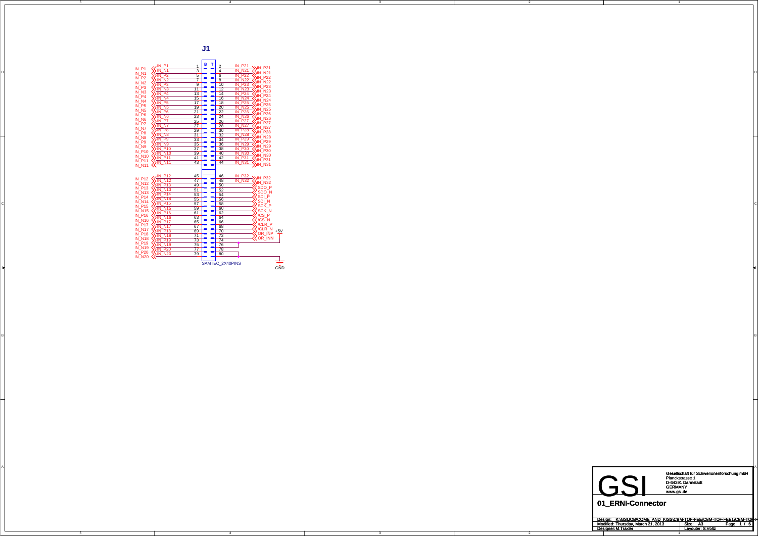# J1

| Signal | Pin | Pin | Signal |
|---|---|---|---|
| IN_P1 | 1 | 2 | IN_P21 |
| IN_N1 | 3 | 4 | IN_N21 |
| IN_P2 | 5 | 6 | IN_P22 |
| IN_N2 | 7 | 8 | IN_N22 |
| IN_P3 | 9 | 10 | IN_P23 |
| IN_N3 | 11 | 12 | IN_N23 |
| IN_P4 | 13 | 14 | IN_P24 |
| IN_N4 | 15 | 16 | IN_N24 |
| IN_P5 | 17 | 18 | IN_P25 |
| IN_N5 | 19 | 20 | IN_N25 |
| IN_P6 | 21 | 22 | IN_P26 |
| IN_N6 | 23 | 24 | IN_N26 |
| IN_P7 | 25 | 26 | IN_P27 |
| IN_N7 | 27 | 28 | IN_N27 |
| IN_P8 | 29 | 30 | IN_P28 |
| IN_N8 | 31 | 32 | IN_N28 |
| IN_P9 | 33 | 34 | IN_P29 |
| IN_N9 | 35 | 36 | IN_N29 |
| IN_P10 | 37 | 38 | IN_P30 |
| IN_N10 | 39 | 40 | IN_N30 |
| IN_P11 | 41 | 42 | IN_P31 |
| IN_N11 | 43 | 44 | IN_N31 |
| IN_P12 | 45 | 46 | IN_P32 |
| IN_N12 | 47 | 48 | IN_N32 |
| IN_P13 | 49 | 50 | SDO_P |
| IN_N13 | 51 | 52 | SDO_N |
| IN_P14 | 53 | 54 | SDI_P |
| IN_N14 | 55 | 56 | SDI_N |
| IN_P15 | 57 | 58 | SCK_P |
| IN_N15 | 59 | 60 | SCK_N |
| IN_P16 | 61 | 62 | /CS_P |
| IN_N16 | 63 | 64 | /CS_N |
| IN_P17 | 65 | 66 | /CLR_P |
| IN_N17 | 67 | 68 | /CLR_N |
| IN_P18 | 69 | 70 | OR_INP |
| IN_N18 | 71 | 72 | OR_INN |
| IN_P19 | 73 | 74 | +5V |
| IN_N19 | 75 | 76 | +5V |
| IN_P20 | 77 | 78 | GND |
| IN_N20 | 79 | 80 | GND |

SAMTEC_2X40PINS

+5V

GND

Gesellschaft für Schwerionenforschung mbH
Planckstrasse 1
D-64291 Darmstadt
GERMANY
www.gsi.de

GSI

## 01_ERNI-Connector

Design: K:\GSI\JOB\COME_AND_KISS\CBM-TOF-FEE\CBM-TOF-FEE1\CBM-TOF-F
Modified: Thursday, March 21, 2013 | Size: A3 | Page: 1 / 6
Designer: M.Traxler | Layouter: S.Voltz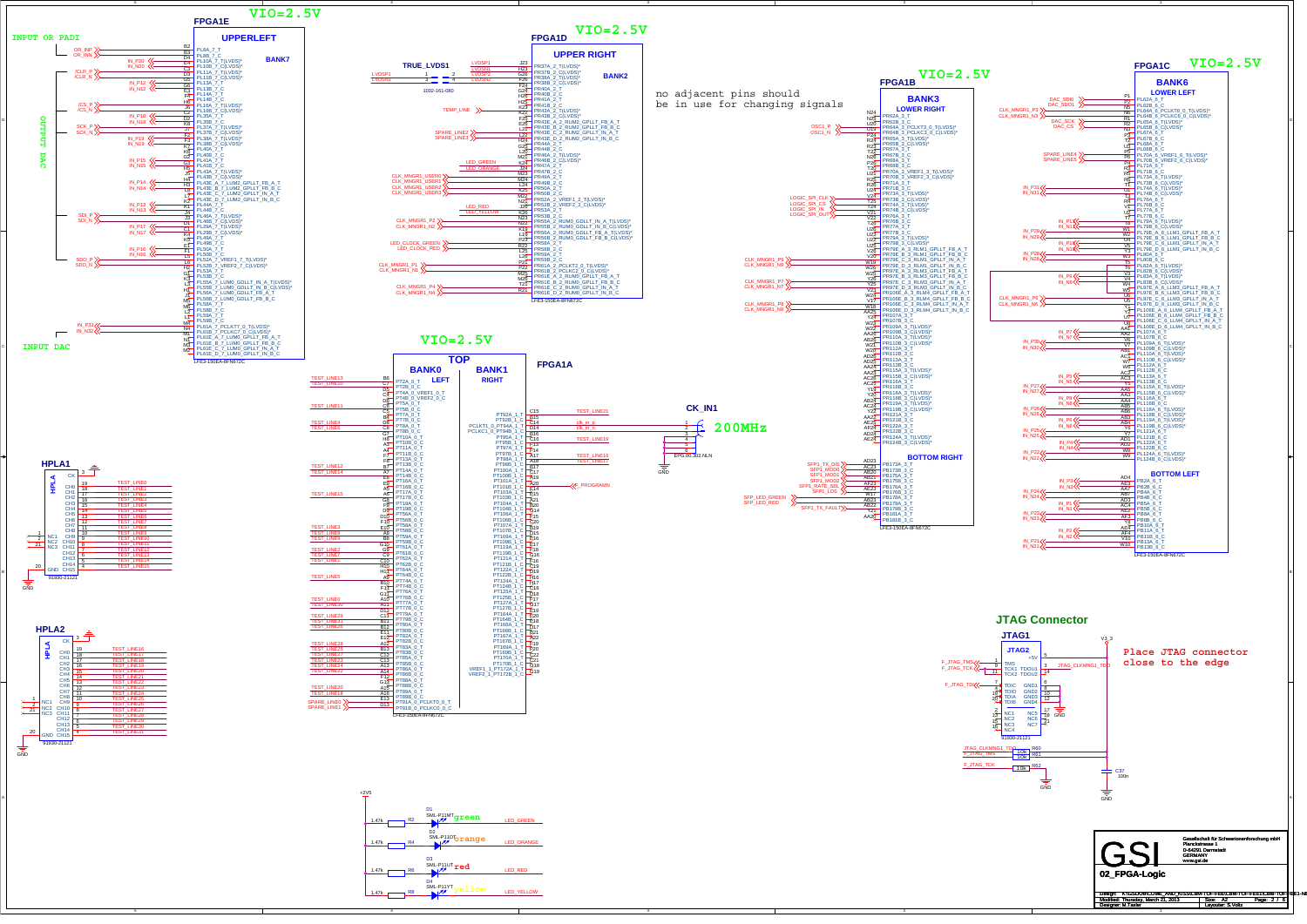## FPGA1E — UPPERLEFT (BANK7) — VIO=2.5V

INPUT OR PAD1

OUTPUT DAC

INPUT DAC

## FPGA1D — UPPER RIGHT (BANK2) — VIO=2.5V

TRUE_LVDS1

no adjacent pins should be in use for changing signals

## FPGA1B — BANK3 LOWER RIGHT — VIO=2.5V

BOTTOM RIGHT

## FPGA1C — BANK6 LOWER LEFT — VIO=2.5V

BOTTOM LEFT

## FPGA1A — TOP — BANK0 LEFT, BANK1 RIGHT — VIO=2.5V

CK_IN1 — 200MHz

HPLA1

HPLA2

LED_GREEN (green), LED_ORANGE (orange), LED_RED (red), LED_YELLOW (yellow)

## JTAG Connector

JTAG1

Place JTAG connector close to the edge

| GSI | Gesellschaft für Schwerionenforschung mbH, Planckstrasse 1, D-64291 Darmstadt, GERMANY, www.gsi.de |
|---|---|
| 02_FPGA-Logic | |
| Modified: Thursday, March 21, 2013 | Size: A2 | Page: 2 / 6 |
| Designer: M.Tasler | Layouter: S.Voltz |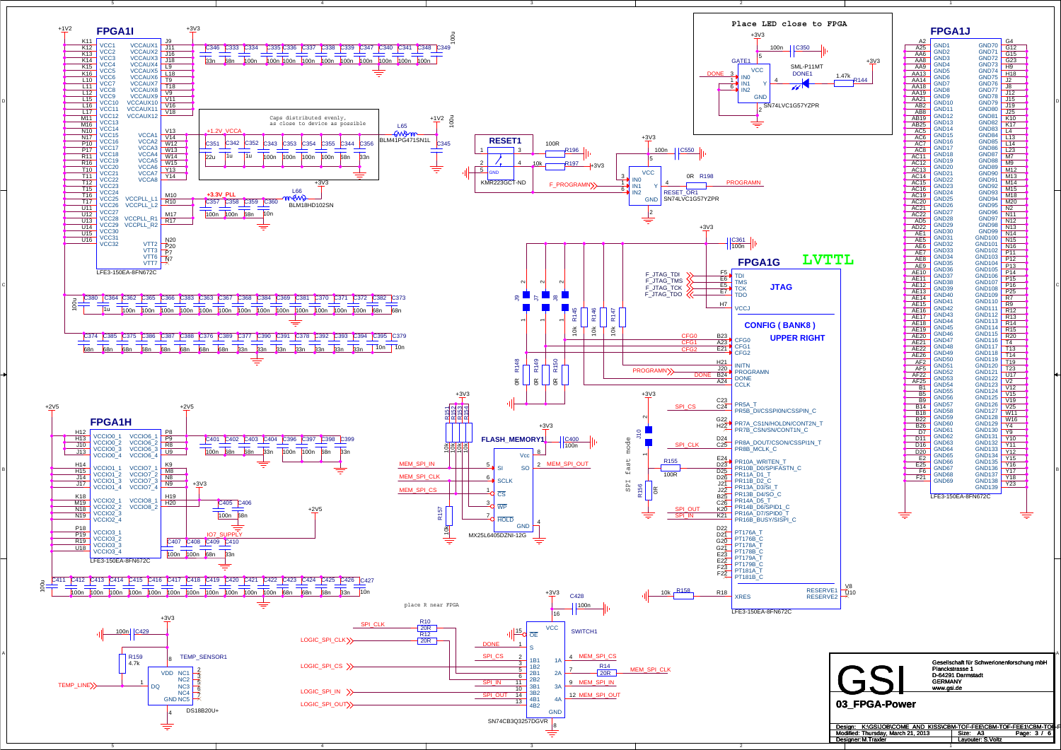# 03_FPGA-Power

## FPGA1I

LFE3-150EA-8FN672C

| Pin | Name | Name | Pin |
|---|---|---|---|
| K11 | VCC1 | VCCAUX1 | J9 |
| K12 | VCC2 | VCCAUX2 | J11 |
| K13 | VCC3 | VCCAUX3 | J16 |
| K14 | VCC4 | VCCAUX4 | J18 |
| K15 | VCC5 | VCCAUX5 | L9 |
| K16 | VCC6 | VCCAUX6 | L18 |
| L10 | VCC7 | VCCAUX7 | T9 |
| L11 | VCC8 | VCCAUX8 | T18 |
| L12 | VCC9 | VCCAUX9 | V9 |
| L15 | VCC10 | VCCAUX10 | V11 |
| L16 | VCC11 | VCCAUX11 | V16 |
| L17 | VCC12 | VCCAUX12 | V18 |
| M11 | VCC13 | | |
| M16 | VCC14 | | |
| N10 | VCC15 | VCCA1 | V13 |
| N17 | VCC16 | VCCA2 | V14 |
| P10 | VCC17 | VCCA3 | W12 |
| P17 | VCC18 | VCCA4 | W13 |
| R11 | VCC19 | VCCA5 | W14 |
| R16 | VCC20 | VCCA6 | W15 |
| T10 | VCC21 | VCCA7 | Y13 |
| T11 | VCC22 | VCCA8 | Y14 |
| T12 | VCC23 | | |
| T15 | VCC24 | | |
| T16 | VCC25 | VCCPLL_L1 | M10 |
| T17 | VCC26 | VCCPLL_L2 | R10 |
| U11 | VCC27 | | |
| U12 | VCC28 | VCCPLL_R1 | M17 |
| U13 | VCC29 | VCCPLL_R2 | R17 |
| U14 | VCC30 | | |
| U15 | VCC31 | | |
| U16 | VCC32 | VTT2 | N20 |
| | | VTT3 | P20 |
| | | VTT6 | P7 |
| | | VTT7 | N7 |

+1V2, +3V3

VCCAUX caps: C346 33n, C333 68n, C334 100n, C335 100n, C336 100n, C337 100n, C338 100n, C339 100n, C347 100n, C340 100n, C341 100n, C348 100n, C349 100u

Caps distributed evenly, as close to device as possible

+1.2V_VCCA: C351 22u, C342 1u, C352 1u, C343 100n, C353 100n, C354 100n, C355 100n, C344 68n, C356 33n

L65 BLM41PG471SN1L, +1V2, C345 100u

+3.3V_PLL: C357 100n, C358 100n, C359 68n, C360 10n; L66 BLM18HD102SN

VCC caps: C380 100u, C364 1u, C362 100n, C365 100n, C366 100n, C383 100n, C363 100n, C367 100n, C368 100n, C384 100n, C369 100n, C381 100n, C370 100n, C371 100n, C372 100n, C382 68n, C373 68n

C374 68n, C385 68n, C375 68n, C386 68n, C387 68n, C388 68n, C376 68n, C389 68n, C377 33n, C390 33n, C391 33n, C378 33n, C392 33n, C393 33n, C394 33n, C395 10n, C379 10n

## FPGA1H

LFE3-150EA-8FN672C

| Pin | Name | Name | Pin |
|---|---|---|---|
| H12 | VCCIO0_1 | VCCIO6_1 | P8 |
| H13 | VCCIO0_2 | VCCIO6_2 | P9 |
| J10 | VCCIO0_3 | VCCIO6_3 | R8 |
| J13 | VCCIO0_4 | VCCIO6_4 | U9 |
| H14 | VCCIO1_1 | VCCIO7_1 | K9 |
| H15 | VCCIO1_2 | VCCIO7_2 | M8 |
| J14 | VCCIO1_3 | VCCIO7_3 | N8 |
| J17 | VCCIO1_4 | VCCIO7_4 | N9 |
| K18 | VCCIO2_1 | VCCIO8_1 | H19 |
| M19 | VCCIO2_2 | VCCIO8_2 | H20 |
| N18 | VCCIO2_3 | | |
| N19 | VCCIO2_4 | | |
| P18 | VCCIO3_1 | | |
| P19 | VCCIO3_2 | | |
| R19 | VCCIO3_3 | | |
| U18 | VCCIO3_4 | | |

+2V5, +2V5, +3V3, +2V5

C401 100n, C402 68n, C403 68n, C404 33n, C396 100n, C397 100n, C398 68n, C399 33n

C405 100n, C406 68n

IO7_SUPPLY: C407 100n, C408 100n, C409 68n, C410 33n

C411 100u, C412 100n, C413 100n, C414 100n, C415 100n, C416 100n, C417 100n, C418 100n, C419 100n, C420 100n, C421 100n, C422 68n, C423 68n, C424 68n, C425 68n, C426 33n, C427 10n

## Place LED close to FPGA

GATE1 SN74LVC1G57YZPR: VCC 5, IN0 3 (DONE), IN1 1, IN2 6, Y 4, GND 2; C350 100n; +3V3

DONE1 SML-P11MT, R144 1.47k, +3V3

## RESET1

KMR223GCT-ND; R196 100R, R197 10k, +3V3; F_PROGRAMN

RESET_OR1 SN74LVC1G57YZPR: VCC 5, IN0 3, IN1 1, IN2 6, Y 4, GND 2; C550 100n; R198 0R → PROGRAMN

## FPGA1G — LVTTL

LFE3-150EA-8FN672C

### JTAG

| Pin | Name | Net |
|---|---|---|
| F5 | TDI | F_JTAG_TDI |
| E6 | TMS | F_JTAG_TMS |
| E5 | TCK | F_JTAG_TCK |
| E7 | TDO | F_JTAG_TDO |
| H7 | VCCJ | +3V3 (C361 100n) |

### CONFIG ( BANK8 ) UPPER RIGHT

| Pin | Name | Net |
|---|---|---|
| B23 | CFG0 | CFG0 |
| A23 | CFG1 | CFG1 |
| E21 | CFG2 | CFG2 |
| H21 | INITN | |
| J20 | PROGRAMN | PROGRAMN |
| B24 | DONE | DONE |
| A24 | CCLK | |
| C23 | PR5A_T | |
| C24 | PR5B_DI/CSSPI0N/CSSPIN_C | SPI_CS |
| G22 | PR7A_CS1N/HOLDN/CONT2N_T | |
| H22 | PR7B_CSN/SN/CONT1N_C | |
| D24 | PR8A_DOUT/CSON/CSSPI1N_T | |
| C25 | PR8B_MCLK_C | SPI_CLK |
| E24 | PR10A_WRITEN_T | |
| D23 | PR10B_D0/SPIFASTN_C | |
| D25 | PR11A_D1_T | |
| D26 | PR11B_D2_C | |
| J21 | PR13A_D3/SI_T | |
| J22 | PR13B_D4/SO_C | |
| B25 | PR14A_D5_T | |
| C26 | PR14B_D6/SPID1_C | |
| K20 | PR16A_D7/SPID0_T | SPI_OUT |
| K21 | PR16B_BUSY/SISPI_C | SPI_IN |
| D22 | PT176A_T | |
| D21 | PT176B_C | |
| G20 | PT178A_T | |
| G21 | PT178B_C | |
| E23 | PT179A_T | |
| E22 | PT179B_C | |
| F23 | PT181A_T | |
| F22 | PT181B_C | |
| R18 | XRES | R158 10k |
| V8 | RESERVE1 | |
| U10 | RESERVE2 | |

J9, J7, J8; R145 10k, R146 10k, R147 10k; R148 0R, R149 0R, R150 0R

SPI fast mode: J10, R155 100R, R156 0R

## FLASH_MEMORY1

MX25L6405DZNI-12G

+3V3, C400 100n; R151, R152, R153, R154 10k; R157 10k

| Pin | Name | Net |
|---|---|---|
| 5 | SI | MEM_SPI_IN |
| 6 | SCLK | MEM_SPI_CLK |
| 1 | CS | MEM_SPI_CS |
| 3 | WP | |
| 7 | HOLD | |
| 2 | SO | MEM_SPI_OUT |
| 8 | Vcc | |
| 4 | GND | |

## SWITCH1

SN74CB3Q3257DGVR; +3V3, C428 100n

place R near FPGA

R10 20R (SPI_CLK / LOGIC_SPI_CLK), R12 20R, R14 20R (MEM_SPI_CLK)

| Pin | Name | Net |
|---|---|---|
| 16 | VCC | |
| 15 | OE | |
| 1 | S | DONE |
| 2 | 1B1 | SPI_CS |
| 3 | 1B2 | |
| 5 | 2B1 | |
| 6 | 2B2 | |
| 11 | 3B1 | SPI_IN |
| 10 | 3B2 | |
| 14 | 4B1 | SPI_OUT |
| 13 | 4B2 | |
| 4 | 1A | MEM_SPI_CS |
| 7 | 2A | |
| 9 | 3A | MEM_SPI_IN |
| 12 | 4A | MEM_SPI_OUT |
| 8 | GND | |

LOGIC_SPI_CLK, LOGIC_SPI_CS, LOGIC_SPI_IN, LOGIC_SPI_OUT

## TEMP_SENSOR1

DS18B20U+; +3V3, C429 100n, R159 4.7k

| Pin | Name |
|---|---|
| 8 | VDD |
| 1 | DQ (TEMP_LINE) |
| 2 | NC1 |
| 3 | NC2 |
| 5 | NC3 |
| 6 | NC4 |
| 7 | NC5 |
| 4 | GND |

## FPGA1J

LFE3-150EA-8FN672C

| Pin | Name | Name | Pin |
|---|---|---|---|
| A2 | GND1 | GND70 | G4 |
| A25 | GND2 | GND71 | G12 |
| AA6 | GND3 | GND72 | G15 |
| AA8 | GND4 | GND73 | G23 |
| AA9 | GND5 | GND74 | H9 |
| AA13 | GND6 | GND75 | H18 |
| AA14 | GND7 | GND76 | J2 |
| AA18 | GND8 | GND77 | J8 |
| AA19 | GND9 | GND78 | J12 |
| AA21 | GND10 | GND79 | J15 |
| AB2 | GND11 | GND80 | J19 |
| AB8 | GND12 | GND81 | J25 |
| AB19 | GND13 | GND82 | K10 |
| AB25 | GND14 | GND83 | K17 |
| AC5 | GND15 | GND84 | L4 |
| AC6 | GND16 | GND85 | L13 |
| AC7 | GND17 | GND86 | L14 |
| AC8 | GND18 | GND87 | L23 |
| AC11 | GND19 | GND88 | M1 |
| AC12 | GND20 | GND89 | M9 |
| AC13 | GND21 | GND90 | M12 |
| AC14 | GND22 | GND91 | M13 |
| AC15 | GND23 | GND92 | M14 |
| AC16 | GND24 | GND93 | M15 |
| AC19 | GND25 | GND94 | M18 |
| AC20 | GND26 | GND95 | M20 |
| AC21 | GND27 | GND96 | N2 |
| AC22 | GND28 | GND97 | N11 |
| AD5 | GND29 | GND98 | N12 |
| AD22 | GND30 | GND99 | N13 |
| AE1 | GND31 | GND100 | N14 |
| AE5 | GND32 | GND101 | N15 |
| AE6 | GND33 | GND102 | N16 |
| AE7 | GND34 | GND103 | P11 |
| AE8 | GND35 | GND104 | P12 |
| AE9 | GND36 | GND105 | P13 |
| AE10 | GND37 | GND106 | P14 |
| AE11 | GND38 | GND107 | P15 |
| AE12 | GND39 | GND108 | P16 |
| AE13 | GND40 | GND109 | P25 |
| AE14 | GND41 | GND110 | R7 |
| AE15 | GND42 | GND111 | R9 |
| AE16 | GND43 | GND112 | R12 |
| AE17 | GND44 | GND113 | R13 |
| AE18 | GND45 | GND114 | R14 |
| AE19 | GND46 | GND115 | R15 |
| AE20 | GND47 | GND116 | R20 |
| AE21 | GND48 | GND117 | T4 |
| AE22 | GND49 | GND118 | T13 |
| AE26 | GND50 | GND119 | T14 |
| AF2 | GND51 | GND120 | T19 |
| AF5 | GND52 | GND121 | T23 |
| AF22 | GND53 | GND122 | U17 |
| AF25 | GND54 | GND123 | V2 |
| B1 | GND55 | GND124 | V12 |
| B5 | GND56 | GND125 | V15 |
| B9 | GND57 | GND126 | V19 |
| B14 | GND58 | GND127 | V25 |
| B18 | GND59 | GND128 | W11 |
| B22 | GND60 | GND129 | W16 |
| B26 | GND61 | GND130 | Y4 |
| D7 | GND62 | GND131 | Y9 |
| D11 | GND63 | GND132 | Y10 |
| D16 | GND64 | GND133 | Y11 |
| D20 | GND65 | GND134 | Y12 |
| E2 | GND66 | GND135 | Y15 |
| E25 | GND67 | GND136 | Y16 |
| F6 | GND68 | GND137 | Y17 |
| F21 | GND69 | GND138 | Y18 |
| | | GND139 | Y23 |

---

**GSI** — Gesellschaft für Schwerionenforschung mbH, Planckstrasse 1, D-64291 Darmstadt, GERMANY, www.gsi.de

03_FPGA-Power

Design: K:\GSI\JOB\COME_AND_KISS\CBM-TOF-FEE\CBM-TOF-FEE1\CBM-TOF-F
Modified: Thursday, March 21, 2013 — Size: A3 — Page: 3 / 6
Designer: M.Traxler — Layouter: S.Voltz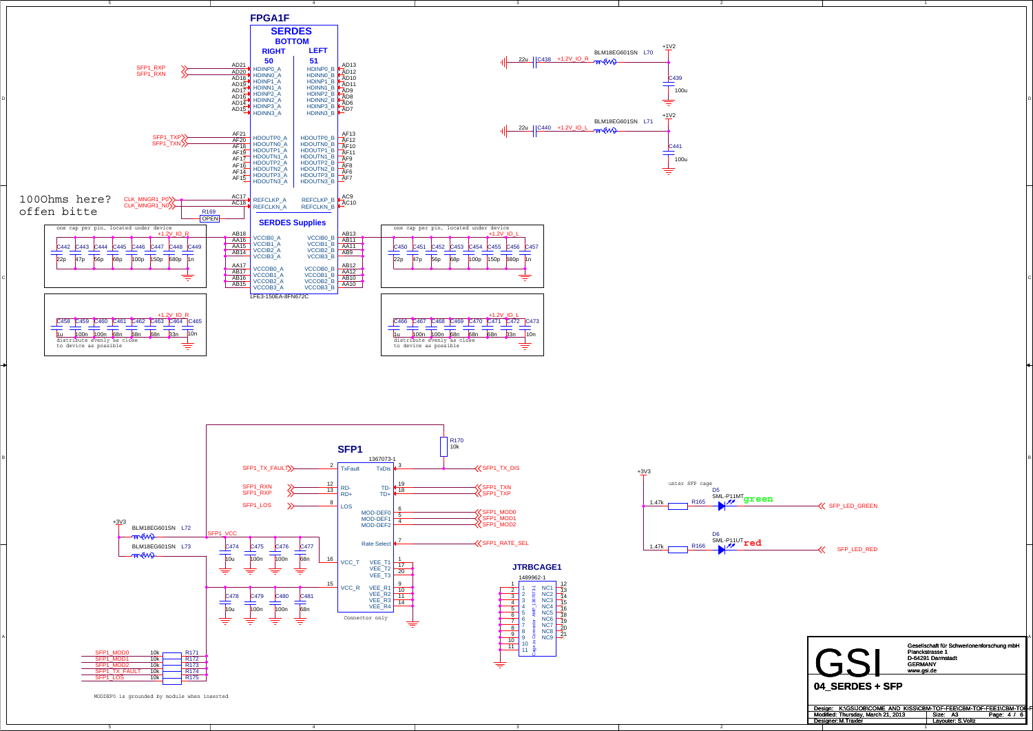# FPGA1F

## SERDES BOTTOM

| RIGHT 50 | | LEFT 51 | |
|---|---|---|---|
| AD21 | HDINP0_A | HDINP0_B | AD13 |
| AD20 | HDINN0_A | HDINN0_B | AD12 |
| AD18 | HDINP1_A | HDINP1_B | AD10 |
| AD19 | HDINN1_A | HDINN1_B | AD11 |
| AD17 | HDINP2_A | HDINP2_B | AD9 |
| AD16 | HDINN2_A | HDINN2_B | AD8 |
| AD14 | HDINP3_A | HDINP3_B | AD6 |
| AD15 | HDINN3_A | HDINN3_B | AD7 |
| AF21 | HDOUTP0_A | HDOUTP0_B | AF13 |
| AF20 | HDOUTN0_A | HDOUTN0_B | AF12 |
| AF18 | HDOUTP1_A | HDOUTP1_B | AF10 |
| AF19 | HDOUTN1_A | HDOUTN1_B | AF11 |
| AF17 | HDOUTP2_A | HDOUTP2_B | AF9 |
| AF16 | HDOUTN2_A | HDOUTN2_B | AF8 |
| AF14 | HDOUTP3_A | HDOUTP3_B | AF6 |
| AF15 | HDOUTN3_A | HDOUTN3_B | AF7 |
| AC17 | REFCLKP_A | REFCLKP_B | AC9 |
| AC18 | REFCLKN_A | REFCLKN_B | AC10 |

SFP1_RXP, SFP1_RXN → AD21, AD20
SFP1_TXP, SFP1_TXN → AF21, AF20
CLK_MNGR1_P0, CLK_MNGR1_N0 → AC17, AC18; R169 OPEN

100Ohms here? offen bitte

### SERDES Supplies

| | | | |
|---|---|---|---|
| AB18 | VCCIB0_A | VCCIB0_B | AB13 |
| AA16 | VCCIB1_A | VCCIB1_B | AB11 |
| AA15 | VCCIB2_A | VCCIB2_B | AA11 |
| AB14 | VCCIB3_A | VCCIB3_B | AB9 |
| AA17 | VCCOB0_A | VCCOB0_B | AB12 |
| AB17 | VCCOB1_A | VCCOB1_B | AA12 |
| AB16 | VCCOB2_A | VCCOB2_B | AB10 |
| AB15 | VCCOB3_A | VCCOB3_B | AA10 |

LFE3-150EA-8FN672C

one cap per pin, located under device (+1.2V_IO_R): C442 22p, C443 47p, C444 56p, C445 68p, C446 100p, C447 150p, C448 680p, C449 1n

one cap per pin, located under device (+1.2V_IO_L): C450 22p, C451 47p, C452 56p, C453 68p, C454 100p, C455 150p, C456 680p, C457 1n

+1.2V_IO_R: C458 1u, C459 100n, C460 100n, C461 68n, C462 68n, C463 68n, C464 33n, C465 10n — distribute evenly as close to device as possible

+1.2V_IO_L: C466 1u, C467 100n, C468 100n, C469 68n, C470 68n, C471 68n, C472 33n, C473 10n — distribute evenly as close to device as possible

+1V2 — BLM18EG601SN L70 — +1.2V_IO_R; C438 22u; C439 100u

+1V2 — BLM18EG601SN L71 — +1.2V_IO_L; C440 22u; C441 100u

## SFP1

1367073-1

| Pin | Signal | | Signal | Pin |
|---|---|---|---|---|
| 2 | TxFault (SFP1_TX_FAULT) | | TxDis (SFP1_TX_DIS) | 3 |
| 12 | RD- (SFP1_RXN) | | TD- (SFP1_TXN) | 19 |
| 13 | RD+ (SFP1_RXP) | | TD+ (SFP1_TXP) | 18 |
| 8 | LOS (SFP1_LOS) | | MOD-DEF0 (SFP1_MOD0) | 6 |
| | | | MOD-DEF1 (SFP1_MOD1) | 5 |
| | | | MOD-DEF2 (SFP1_MOD2) | 4 |
| | | | Rate Select (SFP1_RATE_SEL) | 7 |
| 16 | VCC_T | | VEE_T1 / VEE_T2 / VEE_T3 | 1 / 17 / 20 |
| 15 | VCC_R | | VEE_R1 / VEE_R2 / VEE_R3 / VEE_R4 | 9 / 10 / 11 / 14 |

Connector only

R170 10k

+3V3 — BLM18EG601SN L72, BLM18EG601SN L73 — SFP1_VCC

C474 10u, C475 100n, C476 100n, C477 68n

C478 10u, C479 100n, C480 100n, C481 68n

SFP1_MOD0 10k R171; SFP1_MOD1 10k R172; SFP1_MOD2 10k R173; SFP1_TX_FAULT 10k R174; SFP1_LOS 10k R175

MODDEF0 is grounded by module when inserted

## JTRBCAGE1

1489962-1 — Cage zu Connector AMP_1367073-1

Pins 1–11; NC1–NC9 (12–21)

## LEDs

unter SFP cage

+3V3 — 1.47k R165 — D5 SML-P11MT green — SFP_LED_GREEN

+3V3 — 1.47k R166 — D6 SML-P11UT red — SFP_LED_RED

---

**GSI** Gesellschaft für Schwerionenforschung mbH, Planckstrasse 1, D-64291 Darmstadt, GERMANY, www.gsi.de

**04_SERDES + SFP**

Design: K:\GSI\JOB\COME_AND_KISS\CBM-TOF-FEE\CBM-TOF-FEE1\CBM-TOF-F
Modified: Thursday, March 21, 2013 — Size: A3 — Page: 4 / 6
Designer: M.Traxler — Layouter: S.Voltz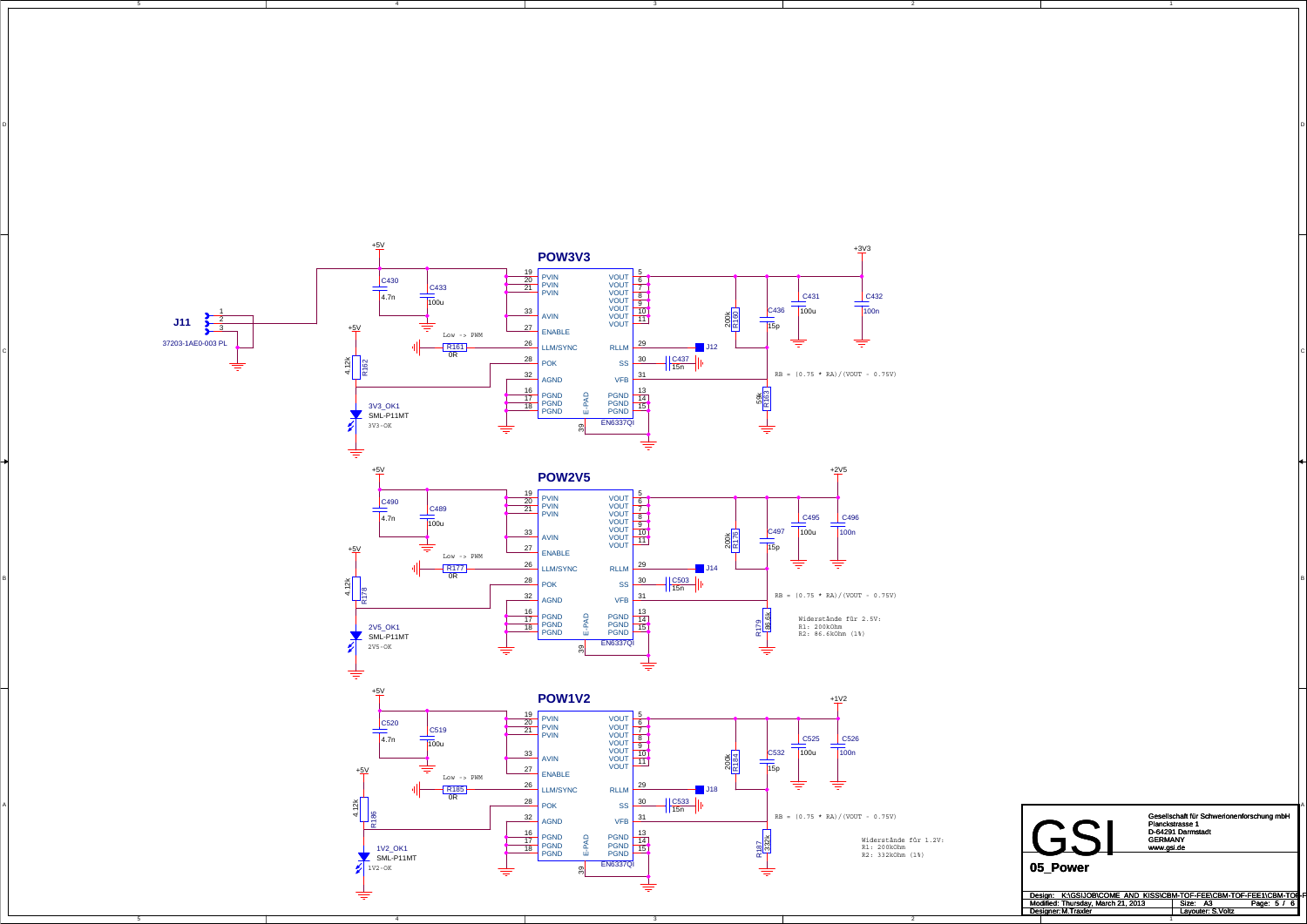## POW3V3

J11 — 37203-1AE0-003 PL (pins 1, 2, 3)

+5V, C430 4.7n, C433 100u

EN6337QI: PVIN (19, 20, 21), AVIN (33), ENABLE (27), LLM/SYNC (26), POK (28), AGND (32), PGND (16, 17, 18), E-PAD (39), VOUT (5, 6, 7, 8, 9, 10, 11), RLLM (29), SS (30), VFB (31), PGND (13, 14, 15)

Low -> PWM

R161 0R, R162 4.12k, 3V3_OK1 SML-P11MT 3V3-OK

J12, C437 15n, R160 200k, C436 15p, R163 59k, C431 100u, C432 100n, +3V3

RB = (0.75 * RA)/(VOUT - 0.75V)

## POW2V5

+5V, C490 4.7n, C489 100u

EN6337QI: PVIN (19, 20, 21), AVIN (33), ENABLE (27), LLM/SYNC (26), POK (28), AGND (32), PGND (16, 17, 18), E-PAD (39), VOUT (5, 6, 7, 8, 9, 10, 11), RLLM (29), SS (30), VFB (31), PGND (13, 14, 15)

Low -> PWM

R177 0R, R178 4.12k, 2V5_OK1 SML-P11MT 2V5-OK

J14, C503 15n, R176 200k, C497 15p, R179 86.6k, C495 100u, C496 100n, +2V5

RB = (0.75 * RA)/(VOUT - 0.75V)

Widerstände für 2.5V:
R1: 200kOhm
R2: 86.6kOhm (1%)

## POW1V2

+5V, C520 4.7n, C519 100u

EN6337QI: PVIN (19, 20, 21), AVIN (33), ENABLE (27), LLM/SYNC (26), POK (28), AGND (32), PGND (16, 17, 18), E-PAD (39), VOUT (5, 6, 7, 8, 9, 10, 11), RLLM (29), SS (30), VFB (31), PGND (13, 14, 15)

Low -> PWM

R185 0R, R186 4.12k, 1V2_OK1 SML-P11MT 1V2-OK

J18, C533 15n, R184 200k, C532 15p, R187 332k, C525 100u, C526 100n, +1V2

RB = (0.75 * RA)/(VOUT - 0.75V)

Widerstände für 1.2V:
R1: 200kOhm
R2: 332kOhm (1%)

---

GSI — Gesellschaft für Schwerionenforschung mbH
Planckstrasse 1
D-64291 Darmstadt
GERMANY
www.gsi.de

**05_Power**

| Design: K:\GSI\JOB\COME AND KISS\CBM-TOF-FEE\CBM-TOF-FEE1\CBM-TOF-F | | |
|---|---|---|
| Modified: Thursday, March 21, 2013 | Size: A3 | Page: 5 / 6 |
| Designer: M.Traxler | Layouter: S.Voltz | |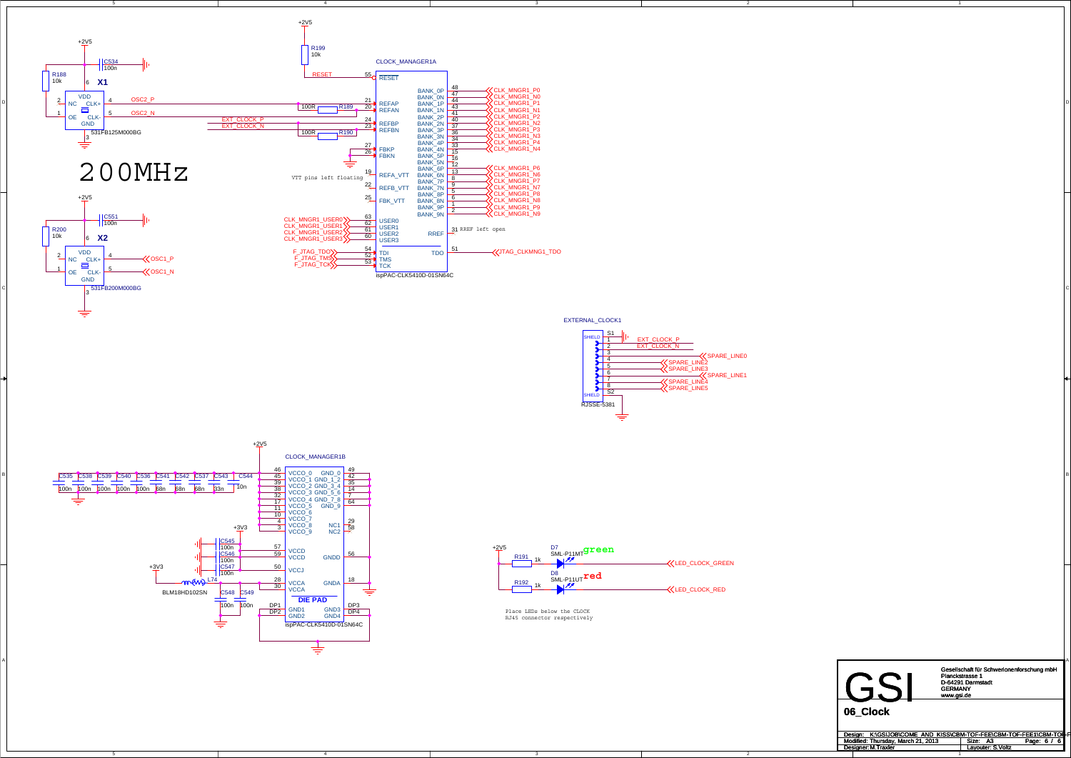# 06_Clock

**X1** — 531FB125M000BG

- +2V5, R188 10k, C534 100n
- Pin 6 VDD, Pin 2 NC, Pin 1 OE, Pin 3 GND, Pin 4 CLK+ → OSC2_P, Pin 5 CLK- → OSC2_N

**X2** — 531FB200M000BG

200MHz

- +2V5, R200 10k, C551 100n
- Pin 6 VDD, Pin 2 NC, Pin 1 OE, Pin 3 GND, Pin 4 CLK+ → OSC1_P, Pin 5 CLK- → OSC1_N

**CLOCK_MANAGER1A** — ispPAC-CLK5410D-01SN64C

- +2V5, R199 10k → RESET (55)
- REFAP (21), REFAN (20) — R189 100R
- REFBP (24), REFBN (23) — EXT_CLOCK_P, EXT_CLOCK_N — R190 100R
- FBKP (27), FBKN (26)
- REFA_VTT (19), REFB_VTT (22), FBK_VTT (25) — VTT pins left floating
- USER0 (63) CLK_MNGR1_USER0, USER1 (62) CLK_MNGR1_USER1, USER2 (61) CLK_MNGR1_USER2, USER3 (60) CLK_MNGR1_USER3
- TDI (54) F_JTAG_TDO, TMS (52) F_JTAG_TMS, TCK (53) F_JTAG_TCK
- TDO (51) JTAG_CLKMNG1_TDO
- RREF (31) — RREF left open

| Pin | Name | Net |
|---|---|---|
| 48 | BANK_0P | CLK_MNGR1_P0 |
| 47 | BANK_0N | CLK_MNGR1_N0 |
| 44 | BANK_1P | CLK_MNGR1_P1 |
| 43 | BANK_1N | CLK_MNGR1_N1 |
| 40 | BANK_2P | CLK_MNGR1_P2 |
| 37 | BANK_2N | CLK_MNGR1_N2 |
| 36 | BANK_3P | CLK_MNGR1_P3 |
| 34 | BANK_3N | CLK_MNGR1_N3 |
| 33 | BANK_4P | CLK_MNGR1_P4 |
| 15 | BANK_4N | CLK_MNGR1_N4 |
| 16 | BANK_5P | |
| 12 | BANK_5N | |
| 13 | BANK_6P | CLK_MNGR1_P6 |
| 8 | BANK_6N | CLK_MNGR1_N6 |
| 9 | BANK_7P | CLK_MNGR1_P7 |
| 5 | BANK_7N | CLK_MNGR1_N7 |
| 6 | BANK_8P | CLK_MNGR1_P8 |
| 1 | BANK_8N | CLK_MNGR1_N8 |
| 2 | BANK_9P | CLK_MNGR1_P9 |
| | BANK_9N | CLK_MNGR1_N9 |

**EXTERNAL_CLOCK1** — RJSSE-5381

| Pin | Net |
|---|---|
| S1 | SHIELD |
| 1 | EXT_CLOCK_P |
| 2 | EXT_CLOCK_N |
| 3 | SPARE_LINE0 |
| 4 | SPARE_LINE2 |
| 5 | SPARE_LINE3 |
| 6 | SPARE_LINE1 |
| 7 | SPARE_LINE4 |
| 8 | SPARE_LINE5 |
| S2 | SHIELD |

**CLOCK_MANAGER1B** — ispPAC-CLK5410D-01SN64C

- +2V5: VCCO_0 (46), VCCO_1 (45), VCCO_2 (39), VCCO_3 (38), VCCO_4 (32), VCCO_5 (17), VCCO_6 (11), VCCO_7 (10), VCCO_8 (4), VCCO_9 (3)
- GND_0 (49), GND_1_2 (42), GND_3_4 (35), GND_5_6 (14), GND_7_8 (7), GND_9 (64)
- NC1 (29), NC2 (58)
- +3V3: VCCD (57), VCCD (59), GNDD (56), VCCJ (50)
- VCCA (28), VCCA (30), GNDA (18) — L74 BLM18HD102SN, +3V3
- DIE PAD: GND1 (DP1), GND2 (DP2), GND3 (DP3), GND4 (DP4)
- C535 100n, C538 100n, C539 100n, C540 100n, C536 100n, C541 68n, C542 68n, C537 68n, C543 33n, C544 10n
- C545 100n, C546 100n, C547 100n, C548 100n, C549 100n

**LEDs**

- +2V5, R191 1k, D7 SML-P11MT green → LED_CLOCK_GREEN
- R192 1k, D8 SML-P11UT red → LED_CLOCK_RED

Place LEDs below the CLOCK RJ45 connector respectively

---

GSI — Gesellschaft für Schwerionenforschung mbH, Planckstrasse 1, D-64291 Darmstadt, GERMANY, www.gsi.de

Design: K:\GSI\JOB\COME_AND_KISS\CBM-TOF-FEE\CBM-TOF-FEE1\CBM-TOF-F
Modified: Thursday, March 21, 2013 — Size: A3
Designer: M.Traxler — Layouter: S.Voltz